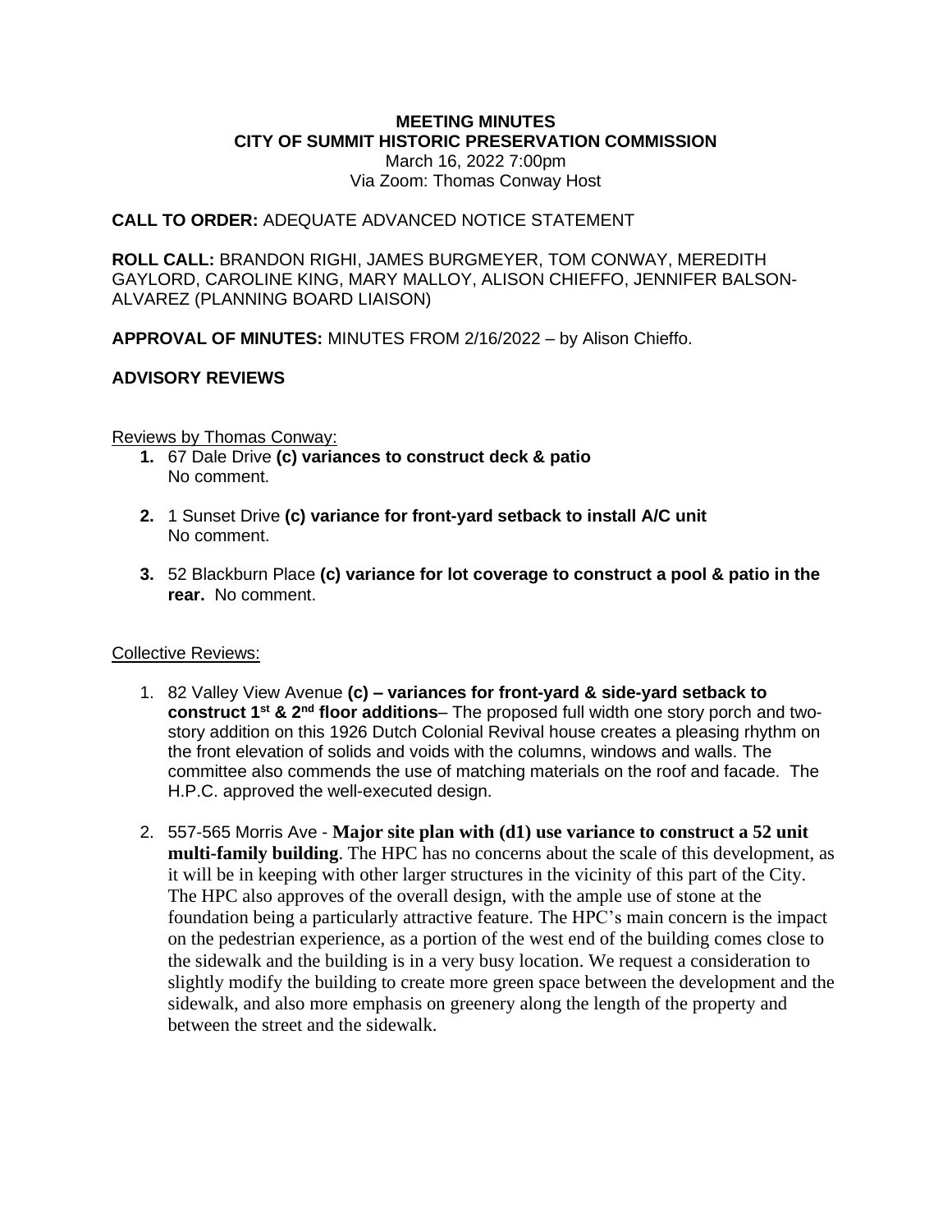**MEETING MINUTES**
**CITY OF SUMMIT HISTORIC PRESERVATION COMMISSION**
March 16, 2022 7:00pm
Via Zoom: Thomas Conway Host

**CALL TO ORDER:** ADEQUATE ADVANCED NOTICE STATEMENT

**ROLL CALL:** BRANDON RIGHI, JAMES BURGMEYER, TOM CONWAY, MEREDITH GAYLORD, CAROLINE KING, MARY MALLOY, ALISON CHIEFFO, JENNIFER BALSON-ALVAREZ (PLANNING BOARD LIAISON)

**APPROVAL OF MINUTES:** MINUTES FROM 2/16/2022 – by Alison Chieffo.

**ADVISORY REVIEWS**

Reviews by Thomas Conway:

1. 67 Dale Drive **(c) variances to construct deck & patio**
   No comment.

2. 1 Sunset Drive **(c) variance for front-yard setback to install A/C unit**
   No comment.

3. 52 Blackburn Place **(c) variance for lot coverage to construct a pool & patio in the rear.** No comment.

Collective Reviews:

1. 82 Valley View Avenue **(c) – variances for front-yard & side-yard setback to construct 1st & 2nd floor additions**– The proposed full width one story porch and two-story addition on this 1926 Dutch Colonial Revival house creates a pleasing rhythm on the front elevation of solids and voids with the columns, windows and walls. The committee also commends the use of matching materials on the roof and facade. The H.P.C. approved the well-executed design.

2. 557-565 Morris Ave - **Major site plan with (d1) use variance to construct a 52 unit multi-family building**. The HPC has no concerns about the scale of this development, as it will be in keeping with other larger structures in the vicinity of this part of the City. The HPC also approves of the overall design, with the ample use of stone at the foundation being a particularly attractive feature. The HPC's main concern is the impact on the pedestrian experience, as a portion of the west end of the building comes close to the sidewalk and the building is in a very busy location. We request a consideration to slightly modify the building to create more green space between the development and the sidewalk, and also more emphasis on greenery along the length of the property and between the street and the sidewalk.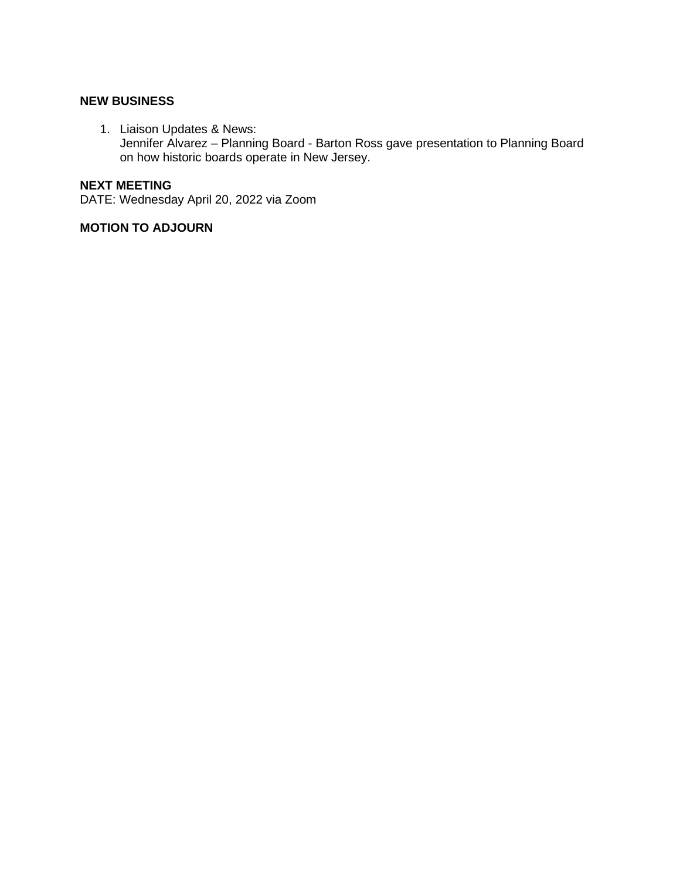**NEW BUSINESS**

1. Liaison Updates & News:
   Jennifer Alvarez – Planning Board - Barton Ross gave presentation to Planning Board on how historic boards operate in New Jersey.

**NEXT MEETING**
DATE: Wednesday April 20, 2022 via Zoom

**MOTION TO ADJOURN**